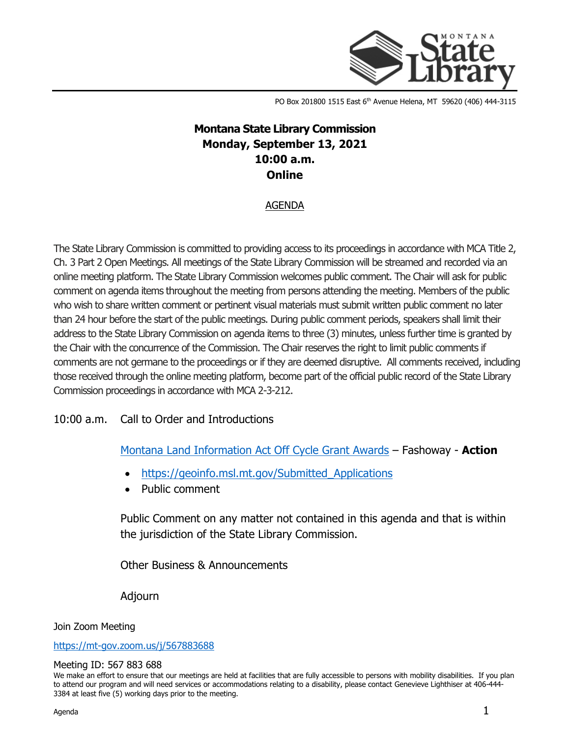PO Box 201800 1515 East 6th Avenue Helena, MT 59620 (406) 444-3115

# Montana State Library Commission
## Monday, September 13, 2021
## 10:00 a.m.
## Online

AGENDA

The State Library Commission is committed to providing access to its proceedings in accordance with MCA Title 2, Ch. 3 Part 2 Open Meetings. All meetings of the State Library Commission will be streamed and recorded via an online meeting platform. The State Library Commission welcomes public comment. The Chair will ask for public comment on agenda items throughout the meeting from persons attending the meeting. Members of the public who wish to share written comment or pertinent visual materials must submit written public comment no later than 24 hour before the start of the public meetings. During public comment periods, speakers shall limit their address to the State Library Commission on agenda items to three (3) minutes, unless further time is granted by the Chair with the concurrence of the Commission. The Chair reserves the right to limit public comments if comments are not germane to the proceedings or if they are deemed disruptive. All comments received, including those received through the online meeting platform, become part of the official public record of the State Library Commission proceedings in accordance with MCA 2-3-212.

10:00 a.m. Call to Order and Introductions

Montana Land Information Act Off Cycle Grant Awards – Fashoway - **Action**

- https://geoinfo.msl.mt.gov/Submitted_Applications
- Public comment

Public Comment on any matter not contained in this agenda and that is within the jurisdiction of the State Library Commission.

Other Business & Announcements

Adjourn

Join Zoom Meeting

https://mt-gov.zoom.us/j/567883688

Meeting ID: 567 883 688

We make an effort to ensure that our meetings are held at facilities that are fully accessible to persons with mobility disabilities. If you plan to attend our program and will need services or accommodations relating to a disability, please contact Genevieve Lighthiser at 406-444-3384 at least five (5) working days prior to the meeting.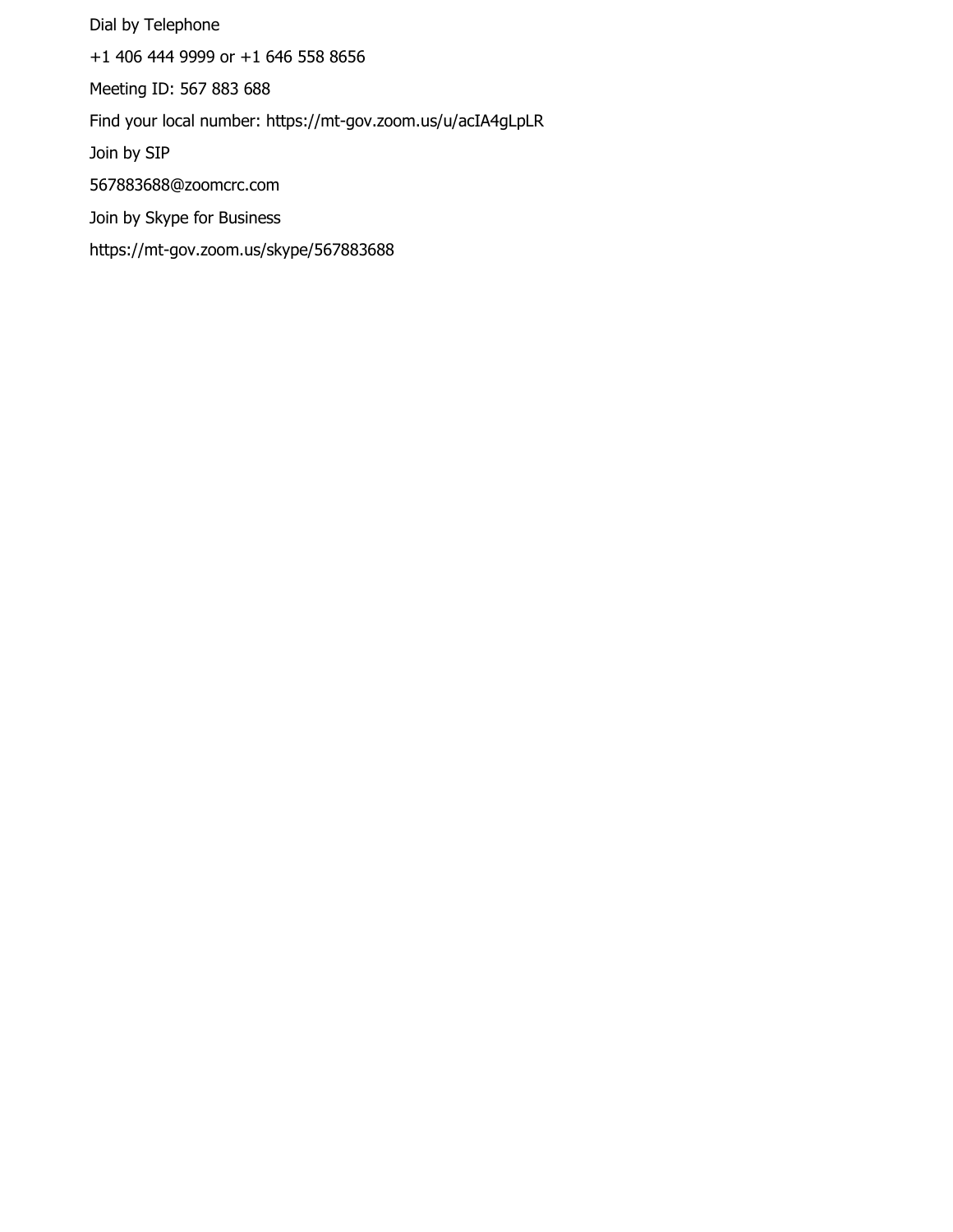Dial by Telephone

+1 406 444 9999 or +1 646 558 8656

Meeting ID: 567 883 688

Find your local number: https://mt-gov.zoom.us/u/acIA4gLpLR

Join by SIP

567883688@zoomcrc.com

Join by Skype for Business

https://mt-gov.zoom.us/skype/567883688